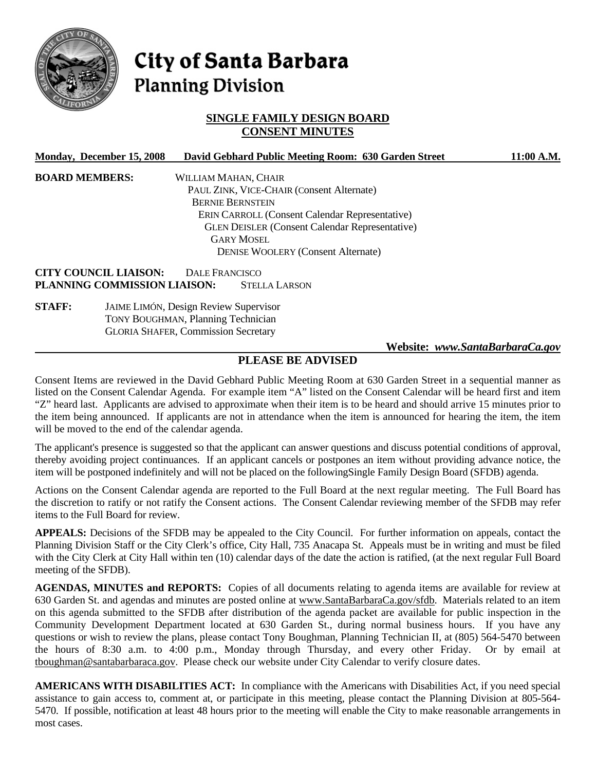# City of Santa Barbara
## Planning Division

### SINGLE FAMILY DESIGN BOARD CONSENT MINUTES

**Monday, December 15, 2008 David Gebhard Public Meeting Room: 630 Garden Street 11:00 A.M.**

**BOARD MEMBERS:**
WILLIAM MAHAN, CHAIR
PAUL ZINK, VICE-CHAIR (Consent Alternate)
BERNIE BERNSTEIN
ERIN CARROLL (Consent Calendar Representative)
GLEN DEISLER (Consent Calendar Representative)
GARY MOSEL
DENISE WOOLERY (Consent Alternate)

**CITY COUNCIL LIAISON:** DALE FRANCISCO
**PLANNING COMMISSION LIAISON:** STELLA LARSON

**STAFF:**
JAIME LIMÓN, Design Review Supervisor
TONY BOUGHMAN, Planning Technician
GLORIA SHAFER, Commission Secretary

**Website: *www.SantaBarbaraCa.gov***

## PLEASE BE ADVISED

Consent Items are reviewed in the David Gebhard Public Meeting Room at 630 Garden Street in a sequential manner as listed on the Consent Calendar Agenda. For example item "A" listed on the Consent Calendar will be heard first and item "Z" heard last. Applicants are advised to approximate when their item is to be heard and should arrive 15 minutes prior to the item being announced. If applicants are not in attendance when the item is announced for hearing the item, the item will be moved to the end of the calendar agenda.

The applicant's presence is suggested so that the applicant can answer questions and discuss potential conditions of approval, thereby avoiding project continuances. If an applicant cancels or postpones an item without providing advance notice, the item will be postponed indefinitely and will not be placed on the followingSingle Family Design Board (SFDB) agenda.

Actions on the Consent Calendar agenda are reported to the Full Board at the next regular meeting. The Full Board has the discretion to ratify or not ratify the Consent actions. The Consent Calendar reviewing member of the SFDB may refer items to the Full Board for review.

**APPEALS:** Decisions of the SFDB may be appealed to the City Council. For further information on appeals, contact the Planning Division Staff or the City Clerk's office, City Hall, 735 Anacapa St. Appeals must be in writing and must be filed with the City Clerk at City Hall within ten (10) calendar days of the date the action is ratified, (at the next regular Full Board meeting of the SFDB).

**AGENDAS, MINUTES and REPORTS:** Copies of all documents relating to agenda items are available for review at 630 Garden St. and agendas and minutes are posted online at www.SantaBarbaraCa.gov/sfdb. Materials related to an item on this agenda submitted to the SFDB after distribution of the agenda packet are available for public inspection in the Community Development Department located at 630 Garden St., during normal business hours. If you have any questions or wish to review the plans, please contact Tony Boughman, Planning Technician II, at (805) 564-5470 between the hours of 8:30 a.m. to 4:00 p.m., Monday through Thursday, and every other Friday. Or by email at tboughman@santabarbaraca.gov. Please check our website under City Calendar to verify closure dates.

**AMERICANS WITH DISABILITIES ACT:** In compliance with the Americans with Disabilities Act, if you need special assistance to gain access to, comment at, or participate in this meeting, please contact the Planning Division at 805-564-5470. If possible, notification at least 48 hours prior to the meeting will enable the City to make reasonable arrangements in most cases.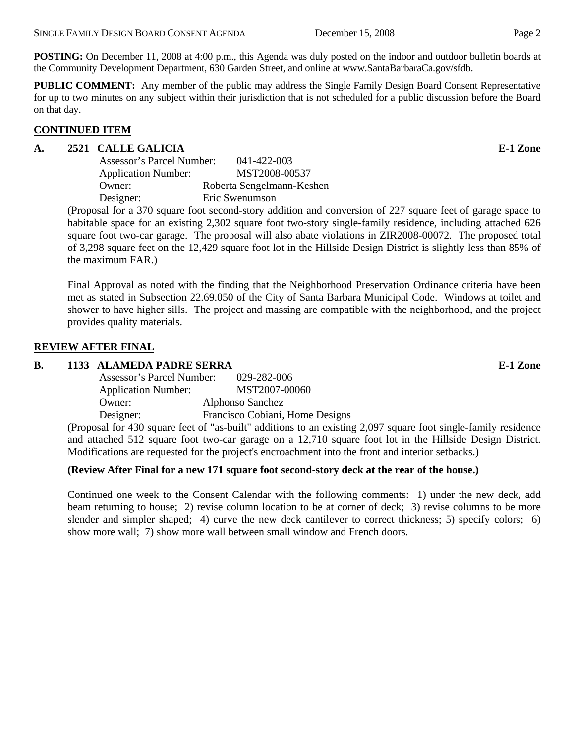**POSTING:** On December 11, 2008 at 4:00 p.m., this Agenda was duly posted on the indoor and outdoor bulletin boards at the Community Development Department, 630 Garden Street, and online at www.SantaBarbaraCa.gov/sfdb.

**PUBLIC COMMENT:** Any member of the public may address the Single Family Design Board Consent Representative for up to two minutes on any subject within their jurisdiction that is not scheduled for a public discussion before the Board on that day.

## CONTINUED ITEM

**A. 2521 CALLE GALICIA** **E-1 Zone**

Assessor's Parcel Number: 041-422-003
Application Number: MST2008-00537
Owner: Roberta Sengelmann-Keshen
Designer: Eric Swenumson

(Proposal for a 370 square foot second-story addition and conversion of 227 square feet of garage space to habitable space for an existing 2,302 square foot two-story single-family residence, including attached 626 square foot two-car garage. The proposal will also abate violations in ZIR2008-00072. The proposed total of 3,298 square feet on the 12,429 square foot lot in the Hillside Design District is slightly less than 85% of the maximum FAR.)

Final Approval as noted with the finding that the Neighborhood Preservation Ordinance criteria have been met as stated in Subsection 22.69.050 of the City of Santa Barbara Municipal Code. Windows at toilet and shower to have higher sills. The project and massing are compatible with the neighborhood, and the project provides quality materials.

## REVIEW AFTER FINAL

**B. 1133 ALAMEDA PADRE SERRA** **E-1 Zone**

Assessor's Parcel Number: 029-282-006
Application Number: MST2007-00060
Owner: Alphonso Sanchez
Designer: Francisco Cobiani, Home Designs

(Proposal for 430 square feet of "as-built" additions to an existing 2,097 square foot single-family residence and attached 512 square foot two-car garage on a 12,710 square foot lot in the Hillside Design District. Modifications are requested for the project's encroachment into the front and interior setbacks.)

**(Review After Final for a new 171 square foot second-story deck at the rear of the house.)**

Continued one week to the Consent Calendar with the following comments: 1) under the new deck, add beam returning to house; 2) revise column location to be at corner of deck; 3) revise columns to be more slender and simpler shaped; 4) curve the new deck cantilever to correct thickness; 5) specify colors; 6) show more wall; 7) show more wall between small window and French doors.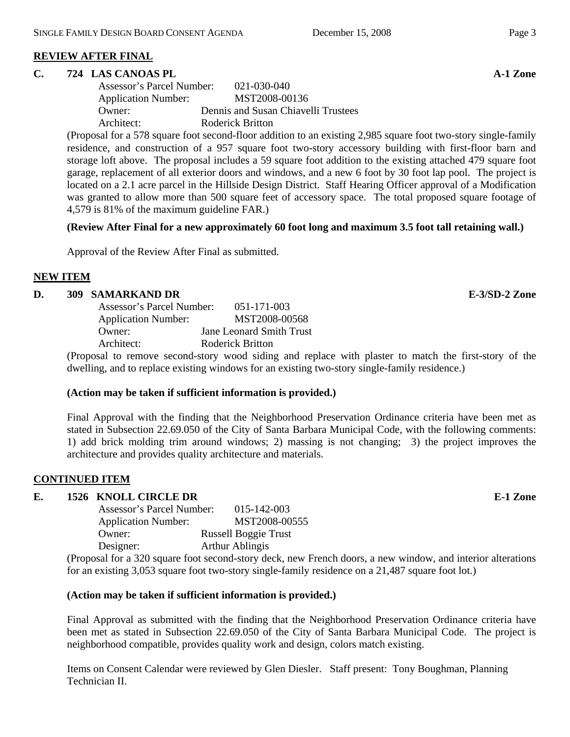## REVIEW AFTER FINAL

### C. 724 LAS CANOAS PL — A-1 Zone

Assessor's Parcel Number: 021-030-040
Application Number: MST2008-00136
Owner: Dennis and Susan Chiavelli Trustees
Architect: Roderick Britton

(Proposal for a 578 square foot second-floor addition to an existing 2,985 square foot two-story single-family residence, and construction of a 957 square foot two-story accessory building with first-floor barn and storage loft above. The proposal includes a 59 square foot addition to the existing attached 479 square foot garage, replacement of all exterior doors and windows, and a new 6 foot by 30 foot lap pool. The project is located on a 2.1 acre parcel in the Hillside Design District. Staff Hearing Officer approval of a Modification was granted to allow more than 500 square feet of accessory space. The total proposed square footage of 4,579 is 81% of the maximum guideline FAR.)

**(Review After Final for a new approximately 60 foot long and maximum 3.5 foot tall retaining wall.)**

Approval of the Review After Final as submitted.

## NEW ITEM

### D. 309 SAMARKAND DR — E-3/SD-2 Zone

Assessor's Parcel Number: 051-171-003
Application Number: MST2008-00568
Owner: Jane Leonard Smith Trust
Architect: Roderick Britton

(Proposal to remove second-story wood siding and replace with plaster to match the first-story of the dwelling, and to replace existing windows for an existing two-story single-family residence.)

**(Action may be taken if sufficient information is provided.)**

Final Approval with the finding that the Neighborhood Preservation Ordinance criteria have been met as stated in Subsection 22.69.050 of the City of Santa Barbara Municipal Code, with the following comments: 1) add brick molding trim around windows; 2) massing is not changing; 3) the project improves the architecture and provides quality architecture and materials.

## CONTINUED ITEM

### E. 1526 KNOLL CIRCLE DR — E-1 Zone

Assessor's Parcel Number: 015-142-003
Application Number: MST2008-00555
Owner: Russell Boggie Trust
Designer: Arthur Ablingis

(Proposal for a 320 square foot second-story deck, new French doors, a new window, and interior alterations for an existing 3,053 square foot two-story single-family residence on a 21,487 square foot lot.)

**(Action may be taken if sufficient information is provided.)**

Final Approval as submitted with the finding that the Neighborhood Preservation Ordinance criteria have been met as stated in Subsection 22.69.050 of the City of Santa Barbara Municipal Code. The project is neighborhood compatible, provides quality work and design, colors match existing.

Items on Consent Calendar were reviewed by Glen Diesler. Staff present: Tony Boughman, Planning Technician II.